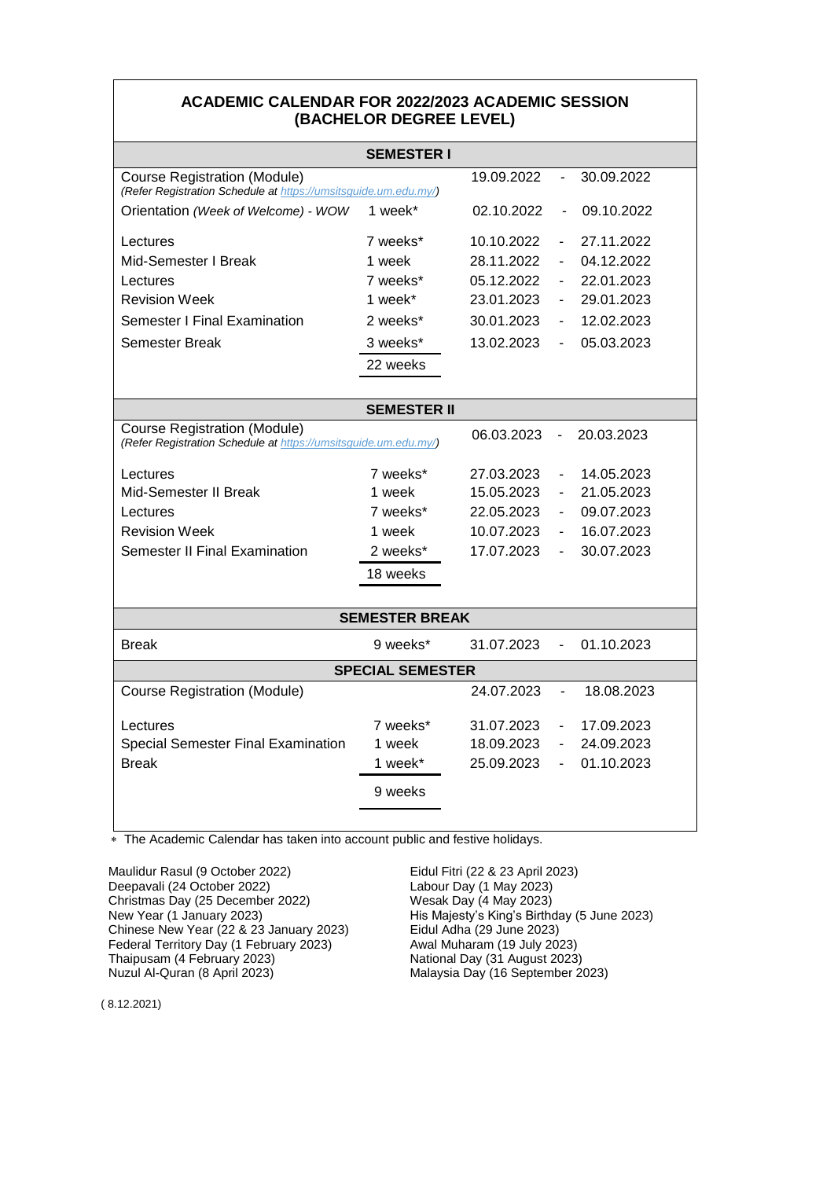# ACADEMIC CALENDAR FOR 2022/2023 ACADEMIC SESSION (BACHELOR DEGREE LEVEL)

| SEMESTER I | | | | |
|---|---|---|---|---|
| Course Registration (Module) *(Refer Registration Schedule at https://umsitsguide.um.edu.my/)* | | 19.09.2022 | - | 30.09.2022 |
| Orientation *(Week of Welcome) - WOW* | 1 week* | 02.10.2022 | - | 09.10.2022 |
| Lectures | 7 weeks* | 10.10.2022 | - | 27.11.2022 |
| Mid-Semester I Break | 1 week | 28.11.2022 | - | 04.12.2022 |
| Lectures | 7 weeks* | 05.12.2022 | - | 22.01.2023 |
| Revision Week | 1 week* | 23.01.2023 | - | 29.01.2023 |
| Semester I Final Examination | 2 weeks* | 30.01.2023 | - | 12.02.2023 |
| Semester Break | 3 weeks* | 13.02.2023 | - | 05.03.2023 |
| | 22 weeks | | | |

| SEMESTER II | | | | |
|---|---|---|---|---|
| Course Registration (Module) *(Refer Registration Schedule at https://umsitsguide.um.edu.my/)* | | 06.03.2023 | - | 20.03.2023 |
| Lectures | 7 weeks* | 27.03.2023 | - | 14.05.2023 |
| Mid-Semester II Break | 1 week | 15.05.2023 | - | 21.05.2023 |
| Lectures | 7 weeks* | 22.05.2023 | - | 09.07.2023 |
| Revision Week | 1 week | 10.07.2023 | - | 16.07.2023 |
| Semester II Final Examination | 2 weeks* | 17.07.2023 | - | 30.07.2023 |
| | 18 weeks | | | |

| SEMESTER BREAK | | | | |
|---|---|---|---|---|
| Break | 9 weeks* | 31.07.2023 | - | 01.10.2023 |

| SPECIAL SEMESTER | | | | |
|---|---|---|---|---|
| Course Registration (Module) | | 24.07.2023 | - | 18.08.2023 |
| Lectures | 7 weeks* | 31.07.2023 | - | 17.09.2023 |
| Special Semester Final Examination | 1 week | 18.09.2023 | - | 24.09.2023 |
| Break | 1 week* | 25.09.2023 | - | 01.10.2023 |
| | 9 weeks | | | |

* The Academic Calendar has taken into account public and festive holidays.

Maulidur Rasul (9 October 2022)
Deepavali (24 October 2022)
Christmas Day (25 December 2022)
New Year (1 January 2023)
Chinese New Year (22 & 23 January 2023)
Federal Territory Day (1 February 2023)
Thaipusam (4 February 2023)
Nuzul Al-Quran (8 April 2023)

Eidul Fitri (22 & 23 April 2023)
Labour Day (1 May 2023)
Wesak Day (4 May 2023)
His Majesty's King's Birthday (5 June 2023)
Eidul Adha (29 June 2023)
Awal Muharam (19 July 2023)
National Day (31 August 2023)
Malaysia Day (16 September 2023)

( 8.12.2021)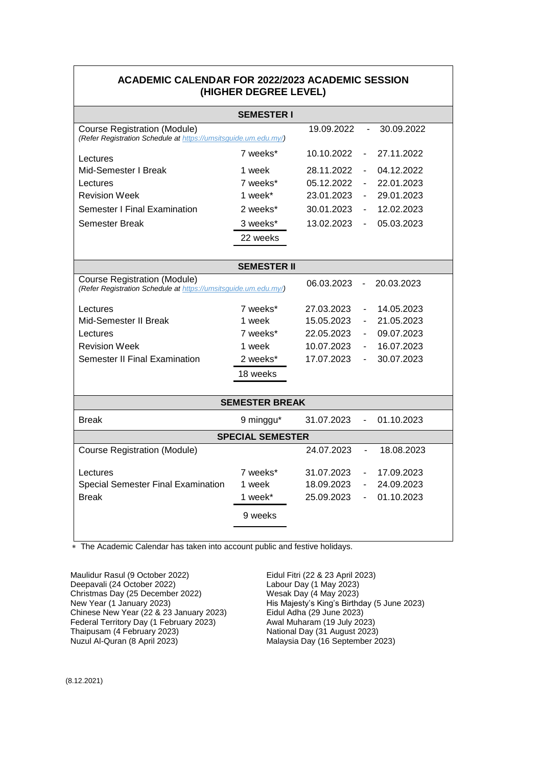# ACADEMIC CALENDAR FOR 2022/2023 ACADEMIC SESSION (HIGHER DEGREE LEVEL)

| | | | | |
|---|---|---|---|---|
| **SEMESTER I** | | | | |
| Course Registration (Module) *(Refer Registration Schedule at https://umsitsguide.um.edu.my/)* | | 19.09.2022 | - | 30.09.2022 |
| Lectures | 7 weeks* | 10.10.2022 | - | 27.11.2022 |
| Mid-Semester I Break | 1 week | 28.11.2022 | - | 04.12.2022 |
| Lectures | 7 weeks* | 05.12.2022 | - | 22.01.2023 |
| Revision Week | 1 week* | 23.01.2023 | - | 29.01.2023 |
| Semester I Final Examination | 2 weeks* | 30.01.2023 | - | 12.02.2023 |
| Semester Break | 3 weeks* | 13.02.2023 | - | 05.03.2023 |
| | 22 weeks | | | |
| **SEMESTER II** | | | | |
| Course Registration (Module) *(Refer Registration Schedule at https://umsitsguide.um.edu.my/)* | | 06.03.2023 | - | 20.03.2023 |
| Lectures | 7 weeks* | 27.03.2023 | - | 14.05.2023 |
| Mid-Semester II Break | 1 week | 15.05.2023 | - | 21.05.2023 |
| Lectures | 7 weeks* | 22.05.2023 | - | 09.07.2023 |
| Revision Week | 1 week | 10.07.2023 | - | 16.07.2023 |
| Semester II Final Examination | 2 weeks* | 17.07.2023 | - | 30.07.2023 |
| | 18 weeks | | | |
| **SEMESTER BREAK** | | | | |
| Break | 9 minggu* | 31.07.2023 | - | 01.10.2023 |
| **SPECIAL SEMESTER** | | | | |
| Course Registration (Module) | | 24.07.2023 | - | 18.08.2023 |
| Lectures | 7 weeks* | 31.07.2023 | - | 17.09.2023 |
| Special Semester Final Examination | 1 week | 18.09.2023 | - | 24.09.2023 |
| Break | 1 week* | 25.09.2023 | - | 01.10.2023 |
| | 9 weeks | | | |

* The Academic Calendar has taken into account public and festive holidays.

Maulidur Rasul (9 October 2022)
Deepavali (24 October 2022)
Christmas Day (25 December 2022)
New Year (1 January 2023)
Chinese New Year (22 & 23 January 2023)
Federal Territory Day (1 February 2023)
Thaipusam (4 February 2023)
Nuzul Al-Quran (8 April 2023)

Eidul Fitri (22 & 23 April 2023)
Labour Day (1 May 2023)
Wesak Day (4 May 2023)
His Majesty's King's Birthday (5 June 2023)
Eidul Adha (29 June 2023)
Awal Muharam (19 July 2023)
National Day (31 August 2023)
Malaysia Day (16 September 2023)

(8.12.2021)